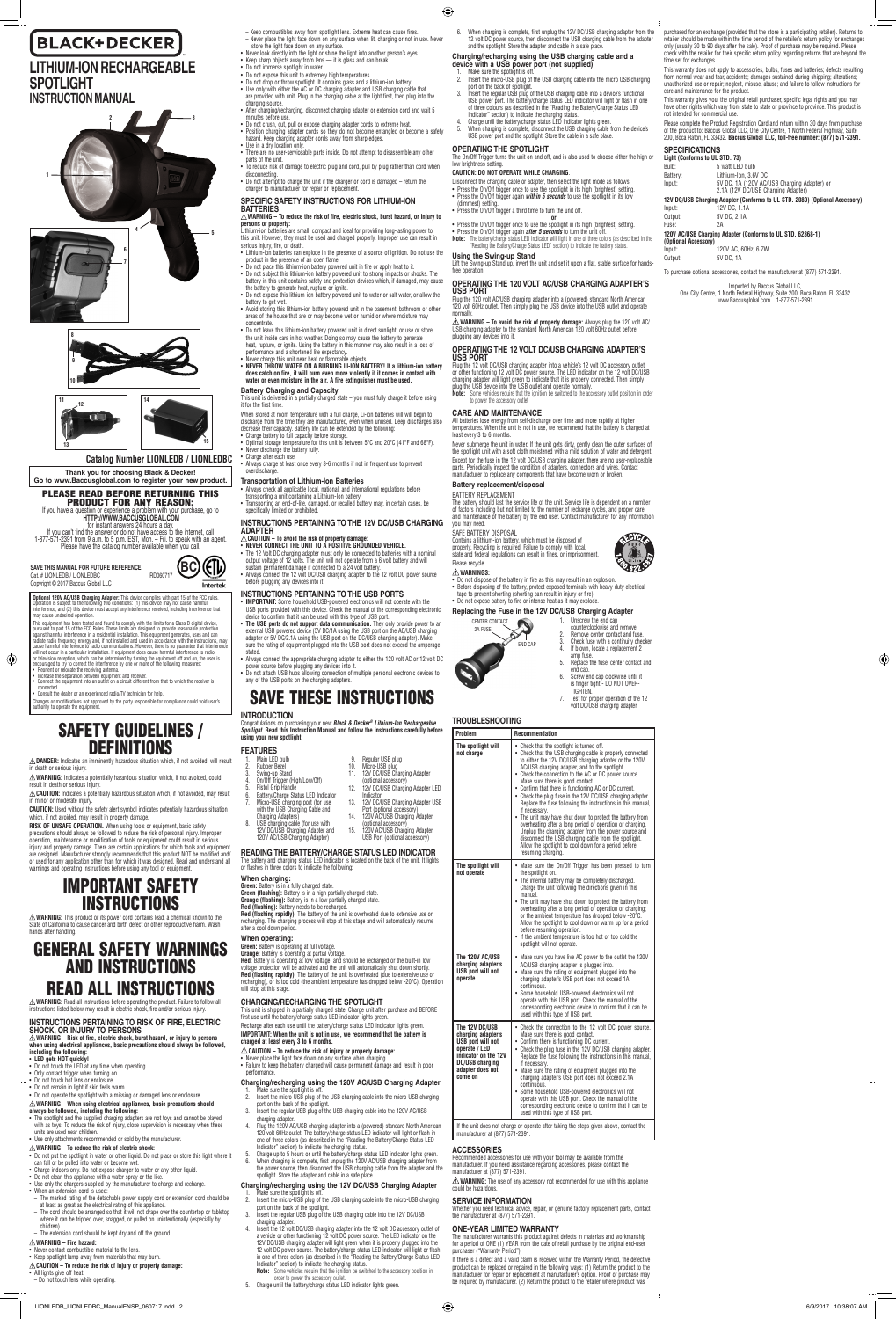# BLACK+DECKER

# LITHIUM-ION RECHARGEABLE SPOTLIGHT

## INSTRUCTION MANUAL

**Catalog Number LIONLEDB / LIONLEDBC**

**Thank you for choosing Black & Decker!**
**Go to www.Baccusglobal.com to register your new product.**

**PLEASE READ BEFORE RETURNING THIS PRODUCT FOR ANY REASON:**

If you have a question or experience a problem with your purchase, go to
**HTTP://WWW.BACCUSGLOBAL.COM**
for instant answers 24 hours a day.
If you can't find the answer or do not have access to the internet, call 1-877-571-2391 from 9 a.m. to 5 p.m. EST, Mon. – Fri. to speak with an agent. Please have the catalog number available when you call.

**SAVE THIS MANUAL FOR FUTURE REFERENCE.**
Cat. # LIONLEDB / LIONLEDBC RD060717
Copyright © 2017 Baccus Global LLC

**Optional 120V AC/USB Charging Adapter:** This device complies with part 15 of the FCC rules. Operation is subject to the following two conditions: (1) this device may not cause harmful interference, and (2) this device must accept any interference received, including interference that may cause undesired operation.

This equipment has been tested and found to comply with the limits for a Class B digital device, pursuant to part 15 of the FCC Rules. These limits are designed to provide reasonable protection against harmful interference in a residential installation. This equipment generates, uses and can radiate radio frequency energy and, if not installed and used in accordance with the instructions, may cause harmful interference to radio communications. However, there is no guarantee that interference will not occur in a particular installation. If equipment does cause harmful interference to radio or television reception, which can be determined by turning the equipment off and on, the user is encouraged to try to correct the interference by one or more of the following measures:
- Reorient or relocate the receiving antenna.
- Increase the separation between equipment and receiver.
- Connect the equipment into an outlet on a circuit different from that to which the receiver is connected.
- Consult the dealer or an experienced radio/TV technician for help.

Changes or modifications not approved by the party responsible for compliance could void user's authority to operate the equipment.

# SAFETY GUIDELINES / DEFINITIONS

⚠**DANGER:** Indicates an imminently hazardous situation which, if not avoided, will result in death or serious injury.

⚠**WARNING:** Indicates a potentially hazardous situation which, if not avoided, could result in death or serious injury.

⚠**CAUTION:** Indicates a potentially hazardous situation which, if not avoided, may result in minor or moderate injury.

**CAUTION:** Used without the safety alert symbol indicates potentially hazardous situation which, if not avoided, may result in property damage.

**RISK OF UNSAFE OPERATION.** When using tools or equipment, basic safety precautions should always be followed to reduce the risk of personal injury. Improper operation, maintenance or modification of tools or equipment could result in serious injury and property damage. There are certain applications for which tools and equipment are designed. Manufacturer strongly recommends that this product NOT be modified and/or used for any application other than for which it was designed. Read and understand all warnings and operating instructions before using any tool or equipment.

# IMPORTANT SAFETY INSTRUCTIONS

⚠**WARNING:** This product or its power cord contains lead, a chemical known to the State of California to cause cancer and birth defect or other reproductive harm. Wash hands after handling.

# GENERAL SAFETY WARNINGS AND INSTRUCTIONS

# READ ALL INSTRUCTIONS

⚠**WARNING:** Read all instructions before operating the product. Failure to follow all instructions listed below may result in electric shock, fire and/or serious injury.

### INSTRUCTIONS PERTAINING TO RISK OF FIRE, ELECTRIC SHOCK, OR INJURY TO PERSONS

⚠**WARNING – Risk of fire, electric shock, burst hazard, or injury to persons – when using electrical appliances, basic precautions should always be followed, including the following:**
- **LED gets HOT quickly!**
- Do not touch the LED at any time when operating.
- Only contact trigger when turning on.
- Do not touch hot lens or enclosure.
- Do not remain in light if skin feels warm.
- Do not operate the spotlight with a missing or damaged lens or enclosure.

⚠**WARNING – When using electrical appliances, basic precautions should always be followed, including the following:**
- The spotlight and the supplied charging adapters are not toys and cannot be played with as toys. To reduce the risk of injury, close supervision is necessary when these units are used near children.
- Use only attachments recommended or sold by the manufacturer.

⚠**WARNING – To reduce the risk of electric shock:**
- Do not put the spotlight in water or other liquid. Do not place or store this light where it can fall or be pulled into water or become wet.
- Charge indoors only. Do not expose charger to water or any other liquid.
- Do not clean this appliance with a water spray or the like.
- Use only the chargers supplied by the manufacturer to charge and recharge.
- When an extension cord is used:
  - The marked rating of the detachable power supply cord or extension cord should be at least as great as the electrical rating of this appliance.
  - The cord should be arranged so that it will not drape over the countertop or tabletop where it can be tripped over, snagged, or pulled on unintentionally (especially by children).
  - The extension cord should be kept dry and off the ground.

⚠**WARNING – Fire hazard:**
- Never contact combustible material to the lens.
- Keep spotlight lamp away from materials that may burn.

⚠**CAUTION – To reduce the risk of injury or property damage:**
- All lights give off heat:
  - Do not touch lens while operating.
  - Keep combustibles away from spotlight lens. Extreme heat can cause fires.
  - Never place the light face down on any surface when lit, charging or not in use. Never store the light face down on any surface.
- Never look directly into the light or shine the light into another person's eyes.
- Keep sharp objects away from lens — it is glass and can break.
- Do not immerse spotlight in water.
- Do not expose this unit to extremely high temperatures.
- Do not drop or throw spotlight. It contains glass and a lithium-ion battery.
- Use only with either the AC or DC charging adapter and USB charging cable that are provided with unit. Plug in the charging cable at the light first, then plug into the charging source.
- After charging/recharging, disconnect charging adapter or extension cord and wait 5 minutes before use.
- Do not crush, cut, pull or expose charging adapter cords to extreme heat.
- Position charging adapter cords so they do not become entangled or become a safety hazard. Keep charging adapter cords away from sharp edges.
- Use in a dry location only.
- There are no user-serviceable parts inside. Do not attempt to disassemble any other parts of the unit.
- To reduce risk of damage to electric plug and cord, pull by plug rather than cord when disconnecting.
- Do not attempt to charge the unit if the charger or cord is damaged – return the charger to manufacturer for repair or replacement.

### SPECIFIC SAFETY INSTRUCTIONS FOR LITHIUM-ION BATTERIES

⚠**WARNING – To reduce the risk of fire, electric shock, burst hazard, or injury to persons or property:**

Lithium-ion batteries are small, compact and ideal for providing long-lasting power to this unit. However, they must be used and charged properly. Improper use can result in serious injury, fire, or death.
- Lithium-ion batteries can explode in the presence of a source of ignition. Do not use the product in the presence of an open flame.
- Do not place this lithium-ion battery powered unit in fire or apply heat to it.
- Do not subject this lithium-ion battery powered unit to strong impacts or shocks. The battery in this unit contains safety and protection devices which, if damaged, may cause the battery to generate heat, rupture or ignite.
- Do not expose this lithium-ion battery powered unit to water or salt water, or allow the battery to get wet.
- Avoid storing this lithium-ion battery powered unit in the basement, bathroom or other areas of the house that are or may become wet or humid or where moisture may concentrate.
- Do not leave this lithium-ion battery powered unit in direct sunlight, or use or store the unit inside cars in hot weather. Doing so may cause the battery to generate heat, rupture, or ignite. Using the battery in this manner may also result in a loss of performance and a shortened life expectancy.
- Never charge this unit near heat or flammable objects.
- **NEVER THROW WATER ON A BURNING LI-ION BATTERY! If a lithium-ion battery does catch on fire, it will burn even more violently if it comes in contact with water or even moisture in the air. A fire extinguisher must be used.**

### Battery Charging and Capacity

This unit is delivered in a partially charged state – you must fully charge it before using it for the first time.

When stored at room temperature with a full charge, Li-ion batteries will begin to discharge from the time they are manufactured, even when unused. Deep discharges also decrease their capacity. Battery life can be extended by the following:
- Charge battery to full capacity before storage.
- Optimal storage temperature for this unit is between 5°C and 20°C (41°F and 68°F).
- Never discharge the battery fully.
- Charge after each use.
- Always charge at least once every 3-6 months if not in frequent use to prevent overdischarge.

### Transportation of Lithium-Ion Batteries
- Always check all applicable local, national, and international regulations before transporting a unit containing a Lithium-Ion battery.
- Transporting an end-of-life, damaged, or recalled battery may, in certain cases, be specifically limited or prohibited.

### INSTRUCTIONS PERTAINING TO THE 12V DC/USB CHARGING ADAPTER

⚠**CAUTION – To avoid the risk of property damage:**
- **NEVER CONNECT THE UNIT TO A POSITIVE GROUNDED VEHICLE.**
- The 12 Volt DC charging adapter must only be connected to batteries with a nominal output voltage of 12 volts. The unit will not operate from a 6 volt battery and will sustain permanent damage if connected to a 24 volt battery.
- Always connect the 12 volt DC/USB charging adapter to the 12 volt DC power source before plugging any devices into it

### INSTRUCTIONS PERTAINING TO THE USB PORTS
- **IMPORTANT:** Some household USB-powered electronics will not operate with the USB ports provided with this device. Check the manual of the corresponding electronic device to confirm that it can be used with this type of USB port.
- **The USB ports do not support data communication.** They only provide power to an external USB powered device (5V DC/1A using the USB port on the AC/USB charging adapter or 5V DC/2.1A using the USB port on the DC/USB charging adapter). Make sure the rating of equipment plugged into the USB port does not exceed the amperage stated.
- Always connect the appropriate charging adapter to either the 120 volt AC or 12 volt DC power source before plugging any devices into it.
- Do not attach USB hubs allowing connection of multiple personal electronic devices to any of the USB ports on the charging adapters.

# SAVE THESE INSTRUCTIONS

### INTRODUCTION

Congratulations on purchasing your new *Black & Decker® Lithium-Ion Rechargeable Spotlight*. **Read this Instruction Manual and follow the instructions carefully before using your new spotlight.**

### FEATURES

1. Main LED bulb
2. Rubber Bezel
3. Swing-up Stand
4. On/Off Trigger (High/Low/Off)
5. Pistol Grip Handle
6. Battery/Charge Status LED Indicator
7. Micro-USB charging port (for use with the USB Charging Cable and Charging Adapters)
8. USB charging cable (for use with 12V DC/USB Charging Adapter and 120V AC/USB Charging Adapter)
9. Regular USB plug
10. Micro-USB plug
11. 12V DC/USB Charging Adapter (optional accessory)
12. 12V DC/USB Charging Adapter LED Indicator
13. 12V DC/USB Charging Adapter USB Port (optional accessory)
14. 120V AC/USB Charging Adapter (optional accessory)
15. 120V AC/USB Charging Adapter USB Port (optional accessory)

### READING THE BATTERY/CHARGE STATUS LED INDICATOR

The battery and charging status LED indicator is located on the back of the unit. It lights or flashes in three colors to indicate the following:

**When charging:**
**Green:** Battery is in a fully charged state.
**Green (flashing):** Battery is in a high partially charged state.
**Orange (flashing):** Battery is in a low partially charged state.
**Red (flashing):** Battery needs to be recharged.
**Red (flashing rapidly):** The battery of the unit is overheated due to extensive use or recharging. The charging process will stop at this stage and will automatically resume after a cool down period.

**When operating:**
**Green:** Battery is operating at full voltage.
**Orange:** Battery is operating at partial voltage.
**Red:** Battery is operating at low voltage, and should be recharged or the built-in low voltage protection will be activated and the unit will automatically shut down shortly.
**Red (flashing rapidly):** The battery of the unit is overheated (due to extensive use or recharging), or is too cold (the ambient temperature has dropped below -20°C). Operation will stop at this stage.

### CHARGING/RECHARGING THE SPOTLIGHT

This unit is shipped in a partially charged state. Charge unit fully before using for the first time.

Recharge after each use until the battery/charge status LED indicator lights green.

**IMPORTANT: When the unit is not in use, we recommend that the battery is charged at least every 3 to 6 months.**

⚠**CAUTION – To reduce the risk of injury or property damage:**
- Never place the light face down on any surface when charging.
- Failure to keep the battery charged will cause permanent damage and result in poor performance.

**Charging/recharging using the 120V AC/USB Charging Adapter**
1. Make sure the spotlight is off.
2. Insert the micro-USB plug of the USB charging cable into the micro-USB charging port on the back of the spotlight.
3. Insert the regular USB plug of the USB charging cable into the 120V AC/USB charging adapter.
4. Plug the 120V AC/USB charging adapter into a (powered) standard North American 120 volt 60Hz outlet. The battery/charge status LED indicator will light or flash in one of three colors (as described in the "Reading the Battery/Charge Status LED Indicator" section) to indicate the charging status.
5. Charge up to 5 hours or until the battery/charge status LED indicator lights green.
6. When charging is complete, first unplug the 120V AC/USB charging adapter from the power source, then disconnect the USB charging cable from the adapter and the spotlight. Store the adapter and cable in a safe place.

**Charging/recharging using the 12V DC/USB Charging Adapter**
1. Make sure the spotlight is off.
2. Insert the micro-USB plug of the USB charging cable into the micro-USB charging port on the back of the spotlight.
3. Insert the regular USB plug of the USB charging cable into the 12V DC/USB charging adapter.
4. Insert the 12 volt DC/USB charging adapter into the 12 volt DC accessory outlet of a vehicle or other functioning 12 volt DC power source. The LED indicator on the 12V DC/USB charging adapter will light green when it is properly plugged into the 12 volt DC power source. The battery/charge status LED indicator will light or flash in one of three colors (as described in the "Reading the Battery/Charge Status LED Indicator" section) to indicate the charging status.
   **Note:** Some vehicles require that the ignition be switched to the accessory position in order to power the accessory outlet.
5. Charge until the battery/charge status LED indicator lights green.
6. When charging is complete, first unplug the 12V DC/USB charging adapter from the 12 volt DC power source, then disconnect the USB charging cable from the adapter and the spotlight. Store the adapter and cable in a safe place.

**Charging/recharging using the USB charging cable and a device with a USB power port (not supplied)**
1. Make sure the spotlight is off.
2. Insert the micro-USB plug of the USB charging cable into the micro USB charging port on the back of spotlight.
3. Insert the regular USB plug of the USB charging cable into a device's functional USB power port. The battery/charge status LED indicator will light or flash in one of three colors (as described in the "Reading the Battery/Charge Status LED Indicator" section) to indicate the charging status.
4. Charge until the battery/charge status LED indicator lights green.
5. When charging is complete, disconnect the USB charging cable from the device's USB power port and the spotlight. Store the cable in a safe place.

### OPERATING THE SPOTLIGHT

The On/Off Trigger turns the unit on and off, and is also used to choose either the high or low brightness setting.

**CAUTION: DO NOT OPERATE WHILE CHARGING.**

Disconnect the charging cable or adapter, then select the light mode as follows:
- Press the On/Off trigger once to use the spotlight in its high (brightest) setting.
- Press the On/Off trigger again ***within 5 seconds*** to use the spotlight in its low (dimmest) setting.
- Press the On/Off trigger a third time to turn the unit off.

**or**

- Press the On/Off trigger once to use the spotlight in its high (brightest) setting.
- Press the On/Off trigger again ***after 5 seconds*** to turn the unit off.

**Note:** The battery/charge status LED indicator will light in one of three colors (as described in the "Reading the Battery/Charge Status LED Indicator" section) to indicate the battery status.

**Using the Swing-up Stand**

Lift the Swing-up Stand up, invert the unit and set it upon a flat, stable surface for hands-free operation.

### OPERATING THE 120 VOLT AC/USB CHARGING ADAPTER'S USB PORT

Plug the 120 volt AC/USB charging adapter into a (powered) standard North American 120 volt 60Hz outlet. Then simply plug the USB device into the USB outlet and operate normally.

⚠**WARNING – To avoid the risk of property damage:** Always plug the 120 volt AC/USB charging adapter to the standard North American 120 volt 60Hz outlet before plugging any devices into it.

### OPERATING THE 12 VOLT DC/USB CHARGING ADAPTER'S USB PORT

Plug the 12 volt DC/USB charging adapter into a vehicle's 12 volt DC accessory outlet or other functioning 12 volt DC power source. The LED indicator on the 12 volt DC/USB charging adapter will light green to indicate that it is properly connected. Then simply plug the USB device into the USB outlet and operate normally.

**Note:** Some vehicles require that the ignition be switched to the accessory outlet position in order to power the accessory outlet.

### CARE AND MAINTENANCE

All batteries lose energy from self-discharge over time and more rapidly at higher temperatures. When the unit is not in use, we recommend that the battery is charged at least every 3 to 6 months.

Never submerge the unit in water. If the unit gets dirty, gently clean the outer surfaces of the spotlight unit with a soft cloth moistened with a mild solution of water and detergent.

Except for the fuse in the 12 volt DC/USB charging adapter, there are no user-replaceable parts. Periodically inspect the condition of adapters, connectors and wires. Contact manufacturer to replace any components that have become worn or broken.

### Battery replacement/disposal

BATTERY REPLACEMENT

The battery should last the service life of the unit. Service life is dependent on a number of factors including but not limited to the number of recharge cycles, and proper care and maintenance of the battery by the end user. Contact manufacturer for any information you may need.

SAFE BATTERY DISPOSAL

Contains a lithium-ion battery, which must be disposed of properly. Recycling is required. Failure to comply with local, state and federal regulations can result in fines, or imprisonment. Please recycle.

⚠**WARNINGS:**
- Do not dispose of the battery in fire as this may result in an explosion.
- Before disposing of the battery, protect exposed terminals with heavy-duty electrical tape to prevent shorting (shorting can result in injury or fire).
- Do not expose battery to fire or intense heat as it may explode.

### Replacing the Fuse in the 12V DC/USB Charging Adapter

CENTER CONTACT
2A FUSE
END CAP

1. Unscrew the end cap counterclockwise and remove.
2. Remove center contact and fuse.
3. Check fuse with a continuity checker.
4. If blown, locate a replacement 2 amp fuse.
5. Replace the fuse, center contact and end cap.
6. Screw end cap clockwise until it is finger tight - DO NOT OVER-TIGHTEN.
7. Test for proper operation of the 12 volt DC/USB charging adapter.

### TROUBLESHOOTING

| Problem | Recommendation |
|---|---|
| The spotlight will not charge | • Check that the spotlight is turned off.<br>• Check that the USB charging cable is properly connected to either the 12V DC/USB charging adapter or the 120V AC/USB charging adapter, and to the spotlight.<br>• Check the connection to the AC or DC power source. Make sure there is good contact.<br>• Confirm that there is functioning AC or DC current.<br>• Check the plug fuse in the 12V DC/USB charging adapter. Replace the fuse following the instructions in this manual, if necessary.<br>• The unit may have shut down to protect the battery from overheating after a long period of operation or charging. Unplug the charging adapter from the power source and disconnect the USB charging cable from the spotlight. Allow the spotlight to cool down for a period before resuming charging. |
| The spotlight will not operate | • Make sure the On/Off Trigger has been pressed to turn the spotlight on.<br>• The internal battery may be completely discharged. Charge the unit following the directions given in this manual.<br>• The unit may have shut down to protect the battery from overheating after a long period of operation or charging; or the ambient temperature has dropped below -20°C. Allow the spotlight to cool down or warm up for a period before resuming operation.<br>• If the ambient temperature is too hot or too cold the spotlight will not operate. |
| The 120V AC/USB charging adapter's USB port will not operate | • Make sure you have live AC power to the outlet the 120V AC/USB charging adapter is plugged into.<br>• Make sure the rating of equipment plugged into the charging adapter's USB port does not exceed 1A continuous.<br>• Some household USB-powered electronics will not operate with this USB port. Check the manual of the corresponding electronic device to confirm that it can be used with this type of USB port. |
| The 12V DC/USB charging adapter's USB port will not operate / LED indicator on the 12V DC/USB charging adapter does not come on | • Check the connection to the 12 volt DC power source. Make sure there is good contact.<br>• Confirm there is functioning DC current.<br>• Check the plug fuse in the 12V DC/USB charging adapter. Replace the fuse following the instructions in this manual, if necessary.<br>• Make sure the rating of equipment plugged into the charging adapter's USB port does not exceed 2.1A continuous.<br>• Some household USB-powered electronics will not operate with this USB port. Check the manual of the corresponding electronic device to confirm that it can be used with this type of USB port. |

If the unit does not charge or operate after taking the steps given above, contact the manufacturer at (877) 571-2391.

### ACCESSORIES

Recommended accessories for use with your tool may be available from the manufacturer. If you need assistance regarding accessories, please contact the manufacturer at (877) 571-2391.

⚠**WARNING:** The use of any accessory not recommended for use with this appliance could be hazardous.

### SERVICE INFORMATION

Whether you need technical advice, repair, or genuine factory replacement parts, contact the manufacturer at (877) 571-2391.

### ONE-YEAR LIMITED WARRANTY

The manufacturer warrants this product against defects in materials and workmanship for a period of ONE (1) YEAR from the date of retail purchase by the original end-user purchaser ("Warranty Period").

If there is a defect and a valid claim is received within the Warranty Period, the defective product can be replaced or repaired in the following ways: (1) Return the product to the manufacturer for repair or replacement at manufacturer's option. Proof of purchase may be required by manufacturer. (2) Return the product to the retailer where product was purchased for an exchange (provided that the store is a participating retailer). Returns to retailer should be made within the time period of the retailer's return policy for exchanges only (usually 30 to 90 days after the sale). Proof of purchase may be required. Please check with the retailer for their specific return policy regarding returns that are beyond the time set for exchanges.

This warranty does not apply to accessories, bulbs, fuses and batteries; defects resulting from normal wear and tear, accidents; damages sustained during shipping; alterations; unauthorized use or repair; neglect, misuse, abuse; and failure to follow instructions for care and maintenance for the product.

This warranty gives you, the original retail purchaser, specific legal rights and you may have other rights which vary from state to state or province to province. This product is not intended for commercial use.

Please complete the Product Registration Card and return within 30 days from purchase of the product to: Baccus Global LLC, One City Centre, 1 North Federal Highway, Suite 200, Boca Raton, FL 33432. **Baccus Global LLC, toll-free number: (877) 571-2391.**

### SPECIFICATIONS

**Light (Conforms to UL STD. 73)**

| | |
|---|---|
| Bulb: | 5 watt LED bulb |
| Battery: | Lithium-Ion, 3.6V DC |
| Input: | 5V DC, 1A (120V AC/USB Charging Adapter) or 2.1A (12V DC/USB Charging Adapter) |

**12V DC/USB Charging Adapter (Conforms to UL STD. 2089) (Optional Accessory)**

| | |
|---|---|
| Input: | 12V DC, 1.1A |
| Output: | 5V DC, 2.1A |
| Fuse: | 2A |

**120V AC/USB Charging Adapter (Conforms to UL STD. 62368-1) (Optional Accessory)**

| | |
|---|---|
| Input: | 120V AC, 60Hz, 6.7W |
| Output: | 5V DC, 1A |

To purchase optional accessories, contact the manufacturer at (877) 571-2391.

Imported by Baccus Global LLC,
One City Centre, 1 North Federal Highway, Suite 200, Boca Raton, FL 33432
www.Baccusglobal.com 1-877-571-2391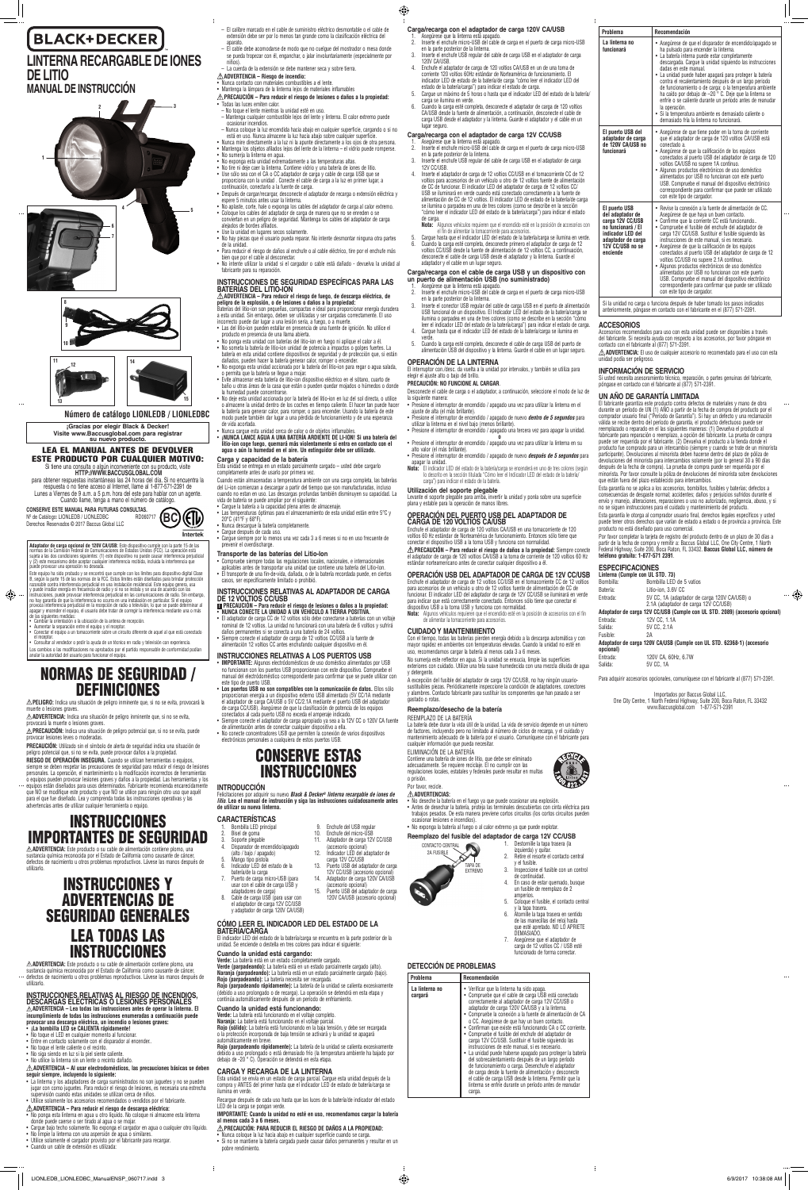# BLACK+DECKER

# LINTERNA RECARGABLE DE IONES DE LITIO

## MANUAL DE INSTRUCCIÓN

**Número de catálogo LIONLEDB / LIONLEDBC**

**¡Gracias por elegir Black & Decker! Visite www.Baccusglobal.com para registrar su nuevo producto.**

### LEA EL MANUAL ANTES DE DEVOLVER ESTE PRODUCTO POR CUALQUIER MOTIVO:

Si tiene una consulta o algún inconveniente con su producto, visite **HTTP://WWW.BACCUSGLOBAL.COM** para obtener respuestas instantáneas las 24 horas del día. Si no encuentra la respuesta o no tiene acceso a Internet, llame al 1-877-571-2391 de Lunes a Viernes de 9 a.m. a 5 p.m. hora del este para hablar con un agente. Cuando llame, tenga a mano el número de catálogo.

**CONSERVE ESTE MANUAL PARA FUTURAS CONSULTAS.**

Nº de Catálogo: LIONLEDB / LIONLEDBC RD060717

Derechos Reservados © 2017 Baccus Global LLC

**Adaptador de carga opcional de 120V CA/USB:** Este dispositivo cumple con la parte 15 de las normas de la Comisión Federal de Comunicaciones de Estados Unidos (FCC). La operación está sujeta a las dos condiciones siguientes: (1) este dispositivo no puede causar interferencia perjudicial y (2) este dispositivo debe aceptar cualquier interferencia recibida, incluida la interferencia que puede provocar una operación no deseada.

Este equipo ha sido probado y se encontró que cumple con los límites para dispositivo digital Clase B, según la parte 15 de las normas de la FCC. Estos límites están diseñados para brindar protección razonable contra interferencia perjudicial en una instalación residencial. Este equipo genera, usa y puede irradiar energía en frecuencia de radio y si no se instala y se usa de acuerdo con las instrucciones, puede provocar interferencia perjudicial en las comunicaciones de radio. Sin embargo, no hay garantía de que la interferencia no ocurra en una instalación en particular. Si el equipo provoca interferencia perjudicial en la recepción de radio o televisión, lo que se puede determinar al apagar y encender el equipo, el usuario debe tratar de corregir la interferencia mediante una o más de las siguientes medidas:
- Cambiar la orientación o la ubicación de la antena de recepción.
- Aumentar la separación entre el equipo y el receptor.
- Conectar el equipo a un tomacorriente sobre un circuito diferente de aquel al que está conectado el receptor.
- Consultar al vendedor o pedir la ayuda de un técnico en radio y televisión con experiencia.

Los cambios o las modificaciones no aprobados por el partido responsable de conformidad podían anular la autoridad del usuario para funcionar el equipo.

# NORMAS DE SEGURIDAD / DEFINICIONES

⚠**PELIGRO:** Indica una situación de peligro inminente que, si no se evita, provocará la muerte o lesiones graves.

⚠**ADVERTENCIA:** Indica una situación de peligro inminente que, si no se evita, provocará la muerte o lesiones graves.

⚠**PRECAUCIÓN:** Indica una situación de peligro potencial que, si no se evita, puede provocar lesiones leves o moderadas.

**PRECAUCIÓN:** Utilizado sin el símbolo de alerta de seguridad indica una situación de peligro potencial que, si no se evita, puede provocar daños a la propiedad.

**RIESGO DE OPERACIÓN INSEGURA.** Cuando se utilizan herramientas o equipos, siempre se deben respetar las precauciones de seguridad para reducir el riesgo de lesiones personales. La operación, el mantenimiento o la modificación incorrectos de herramientas o equipos pueden provocar lesiones graves y daños a la propiedad. Las herramientas y los equipos están diseñados para usos determinados. Fabricante recomienda encarecidamente que NO se modifique este producto y que NO se utilice para ningún otro uso que aquél para el que fue diseñado. Lea y comprenda todas las instrucciones operativas y las advertencias antes de utilizar cualquier herramienta o equipo.

# INSTRUCCIONES IMPORTANTES DE SEGURIDAD

⚠**ADVERTENCIA:** Este producto o su cable de alimentación contiene plomo, una sustancia química reconocida por el Estado de California como causante de cáncer, defectos de nacimiento u otros problemas reproductivos. Lávese las manos después de utilizarlo.

# INSTRUCCIONES Y ADVERTENCIAS DE SEGURIDAD GENERALES LEA TODAS LAS INSTRUCCIONES

⚠**ADVERTENCIA:** Este producto o su cable de alimentación contiene plomo, una sustancia química reconocida por el Estado de California como causante de cáncer, defectos de nacimiento u otros problemas reproductivos. Lávese las manos después de utilizarlo.

### INSTRUCCIONES RELATIVAS AL RIESGO DE INCENDIOS, DESCARGAS ELÉCTRICAS O LESIONES PERSONALES

⚠**ADVERTENCIA – Lea todas las instrucciones antes de operar la linterna. El incumplimiento de todas las instrucciones enumeradas a continuación puede provocar una descarga eléctrica, un incendio o lesiones graves:**
- **¡La bombilla LED se CALIENTA rápidamente!**
- No toque el LED en cualquier momento al funcionar.
- Entre en contacto solamente con el disparador al encender.
- No toque el lente caliente o el recinto.
- No siga siendo en luz si la piel siente caliente.
- No utilice la linterna sin un lente o recinto dañado.

⚠**ADVERTENCIA – Al usar electrodomésticos, las precauciones básicas se deben seguir siempre, incluyendo lo siguiente:**
- La linterna y los adaptadores de carga suministrados no son juguetes y no se pueden jugar con como juguetes. Para reducir el riesgo de lesiones, es necesaria una estrecha supervisión cuando estas unidades se utilizan cerca de niños.
- Utilice solamente los accesorios recomendados o vendidos por el fabricante.

⚠**ADVERTENCIA – Para reducir el riesgo de descarga eléctrica:**
- No ponga esta linterna en agua u otro líquido. No coloque ni almacene esta linterna donde puede caerse o ser tirado al agua o se mojar.
- Cargue bajo techo solamente. No exponga el cargador en agua o cualquier otro líquido.
- No limpie la linterna con una aspersión de agua o similares.
- Utilice solamente el cargador provisto por el fabricante para recargar.
- Cuando un cable de extensión es utilizado:
  – El calibre marcado en el cable de suministro eléctrico desmontable o el cable de extensión debe ser por lo menos tan grande como la clasificación eléctrica del aparato.
  – El cable debe acomodarse de modo que no cuelgue del mostrador o mesa donde se pueda tropezar con él, engancharse, o jalar involuntariamente (especialmente por niños).
  – La cuerda de la extensión se debe mantener seca y sobre tierra.

⚠**ADVERTENCIA – Riesgo de incendio:**
- Nunca contacto con materiales combustibles a el lente.
- Mantenga la lámpara de la linterna lejos de materiales inflamables

⚠**PRECAUCIÓN – Para reducir el riesgo de lesiones o daños a la propiedad:**
- Todas las luces emiten calor.
  – No toque el lente mientras la unidad esté en uso.
  – Mantenga cualquier combustible lejos del lente y linterna. El calor extremo puede ocasionar incendios.
  – Nunca coloque la luz encendida hacia abajo en cualquier superficie, cargando o si no está en uso. Nunca almacene la luz hacia abajo sobre cualquier superficie.
- Nunca mire directamente a la luz ni la apunte directamente a los ojos de otra persona.
- Mantenga los objetos afilados lejos del lente de la linterna – el vidrio puede romperse.
- No sumerja la linterna en agua.
- No exponga esta unidad extremadamente a las temperaturas altas.
- No tire ni deje caer la linterna. Contiene vidrio y una batería de iones de litio.
- Use sólo sea con el CA o CC adaptador de carga y cable de carga USB que se proporciona con la unidad . Conecte el cable de carga a la luz en primer lugar, a continuación, conectarlo a la fuente de carga.
- Después de cargar/recargar, desconecte el adaptador de recarga o extensión eléctrica y espere 5 minutos antes usar la linterna.
- No aplaste, corte, tuerza o exponga los cables del adaptador de carga al calor extremo.
- Coloque los cables del adaptador de carga de manera que no se enreden o se conviertan en un peligro de seguridad. Mantenga los cables del adaptador de carga alejados de bordes afilados.
- Use la unidad en lugares secos solamente.
- No hay piezas que el usuario pueda reparar. No intente desmontar ninguna otra partes de la unidad.
- Para reducir el riesgo de daños al enchufe o al cable eléctrico, tire por el enchufe más bien que por el cable al desconectar.
- No intente utilizar la unidad si el cargador o cable está dañado - devuelva la unidad al fabricante para su reparación.

### INSTRUCCIONES DE SEGURIDAD ESPECÍFICAS PARA LAS BATERÍAS DEL LITIO-IÓN

⚠**ADVERTENCIA – Para reducir el riesgo de fuego, de descarga eléctrica, de peligro de la explosión, o de lesiones o daños a la propiedad:**

Baterías del litio-ión son pequeñas, compactas e ideal para proporcionar energía duradera a esta unidad. Sin embargo, deben ser utilizadas y ser cargadas correctamente. El uso incorrecto puede dar lugar a una lesión seria, o fuego, o a muerte.
- Las del litio-ión pueden estallar en presencia de una fuente de ignición. No utilice el producto en presencia de una llama abierta.
- No ponga esta unidad con baterías del ión en fuego ni aplique el calor a él.
- No someta la batería de litio-ion unidad de potencia a impactos o golpes fuertes. La batería en esta unidad contiene dispositivos de seguridad y de protección que, si están dañados, pueden hacer la batería generar calor, romper o encender.
- No exponga esta unidad accionada por la batería del litio-ion para regar o agua salada, o permita que la batería se llegue a mojar.
- Evite almacenar esta batería de litio-ion dispositivo eléctrico en el sótano, cuarto de baño u otras áreas de la casa que están o pueden quedar mojados o húmedos o donde la humedad puede concentrarse.
- No deje esta unidad accionada por la batería del litio-ion en luz del sol directo, o utilice o almacene la unidad dentro de los coches en tiempo caliente. El hacer tan puede hacer la batería para generar calor, para romper, o para encender. Usando la batería de este modo puede también dar lugar a una pérdida del funcionamiento y de una esperanza de vida acortada.
- Nunca cargue esta unidad cerca de calor o de objetos inflamables.
- **¡NUNCA LANCE AGUA A UNA BATERÍA ARDIENTE DE LI-ION! Si una batería del litio-ion coge fuego, quemará más violentamente si entra en contacto con el agua o aún la humedad en el aire. Un extinguidor debe ser utilizado.**

### Carga y capacidad de la batería

Esta unidad se entrega en un estado parcialmente cargado – usted debe cargarlo completamente antes de usarlo por primera vez.

Cuando están almacenados a temperatura ambiente con una carga completa, las baterías de Li-ion comienzan a descargar a partir del tiempo que son manufacturadas, incluso cuando no están en uso. Las descargas profundas también disminuyen su capacidad. La vida de batería se puede ampliar por el siguiente:
- Cargue la batería a la capacidad plena antes de almacenaje.
- Las temperaturas óptimas para el almacenamiento de esta unidad están entre 5°C y 20°C (41°F y 68°F).
- Nunca descargue la batería completamente.
- Cargue después de cada uso.
- Cargue siempre por lo menos una vez cada 3 a 6 meses si no en uso frecuente de prevenir el overdischarge.

### Transporte de las baterías del Litio-Ion
- Compruebe siempre todas las regulaciones locales, nacionales, e internacionales aplicables antes de transportar una unidad que contiene una batería del Litio-ion.
- El transporte de una fin-de-vida, dañada, o de la batería recordada puede, en ciertos casos, ser específicamente limitado o prohibido.

### INSTRUCCIONES RELATIVAS AL ADAPTADOR DE CARGA DE 12 VOLTIOS CC/USB

⚠**PRECAUCIÓN – Para reducir el riesgo de lesiones o daños a la propiedad:**
- **NUNCA CONECTE LA UNIDAD A UN VEHÍCULO A TIERRA POSITIVA.**
- El adaptador de carga CC de 12 voltios sólo debe conectarse a baterías con un voltaje nominal de 12 voltios. La unidad no funcionará con una batería de 6 voltios y sufrirá daños permanentes si se conecta a una batería de 24 voltios.
- Siempre conecte el adaptador de carga de 12 voltios CC/USB a la fuente de alimentación 12 voltios CC antes enchufando cualquier dispositivo en él.

### INSTRUCCIONES RELATIVAS A LOS PUERTOS USB
- **IMPORTANTE:** Algunos electrodomésticos de uso doméstico alimentados por USB no funcionan con los puertos USB proporcionan con este dispositivo. Compruebe el manual del electrodoméstico correspondiente para confirmar que se puede utilizar con este tipo de puerto USB.
- **Los puertos USB no son compatibles con la comunicación de datos.** Ellos sólo proporcionan energía a un dispositivo externo USB alimentado (5V CC/1A mediante el adaptador de carga CA/USB o 5V CC/2.1A mediante el puerto USB del adaptador de carga de 12 voltios CC/USB). Asegúrese de que la clasificación de potencia de los equipos conectados al puerto USB no exceda el amperaje indicado.
- Siempre conecte el adaptador de carga apropiado ya sea a la 12V CC o 120V CA fuente de alimentación antes de conectar cualquier dispositivo a ella.
- No conecte concentradores USB que permiten la conexión de varios dispositivos electrónicos personales a cualquiera de estos puertos USB.

# CONSERVE ESTAS INSTRUCCIONES

### INTRODUCCIÓN

Felicitaciones por adquirir su nuevo ***Black & Decker® linterna recargable de iones de litio***. **Lea el manual de instrucción y siga las instrucciones cuidadosamente antes de utilizar su nueva linterna.**

### CARACTERÍSTICAS
1. Bombilla LED principal
2. Bisel de goma
3. Soporte plegable
4. Disparador de encendido/apagado (alto / bajo / apagado)
5. Mango tipo pistola
6. Indicador LED del estado de la batería/de la carga
7. Puerto de carga micro-USB (para usar con el cable de carga USB y adaptadores de carga)
8. Cable de carga USB (para usar con el adaptador de carga 12V CC/USB y adaptador de carga 120V CA/USB)
9. Enchufe del USB regular
10. Enchufe del micro-USB
11. Adaptador de carga 12V CC/USB (accesorio opcional)
12. Indicador LED del adaptador de carga 12V CC/USB
13. Puerto USB del adaptador de carga 12V CC/USB (accesorio opcional)
14. Adaptador de carga 120V CA/USB (accesorio opcional)
15. Puerto USB del adaptador de carga 120V CA/USB (accesorio opcional)

### CÓMO LEER EL INDICADOR LED DEL ESTADO DE LA BATERÍA/CARGA

El indicador LED del estado de la batería/carga se encuentra en la parte posterior de la unidad. Se enciende o destella en tres colores para indicar lo siguiente:

**Cuando la unidad está cargando:**

**Verde:** La batería está en un estado completamente cargado.
**Verde (parpadeando):** La batería está en un estado parcialmente cargado (alto).
**Naranja (parpadeando):** La batería está en un estado parcialmente cargado (bajo).
**Rojo (parpadeando):** La batería necesita ser recargada.
**Rojo (parpadeando rápidamente):** La batería de la unidad se calienta excesivamente (debido a uso prolongado o de recarga). La operación se detendrá en esta etapa y continúa automáticamente después de un periodo de enfriamiento.

**Cuando la unidad está funcionando:**

**Verde:** La batería está funcionando en el voltaje completo.
**Naranja:** La batería está funcionando en el voltaje parcial.
**Rojo (estable):** La batería está funcionando en la baja tensión, y debe ser recargada o la protección incorporada de baja tensión se activará y la unidad se apagará automáticamente en breve.
**Rojo (parpadeando rápidamente):** La batería de la unidad se calienta excesivamente debido a uso prolongado o está demasiado frío (la temperatura ambiente ha bajado por debajo de -20 ° C). Operación se detendrá en esta etapa.

### CARGA Y RECARGA DE LA LINTERNA

Esta unidad se envía en un estado de carga parcial. Cargue esta unidad después de su compra y ANTES del primer hasta que el indicador LED de estado de batería/carga se ilumina en verde.

Recargue después de cada uso hasta que las luces de la batería/de indicador del estado LED de la carga se pongan verde.

**IMPORTANTE: Cuando la unidad no esté en uso, recomendamos cargar la batería al menos cada 3 a 6 meses.**

⚠**PRECAUCIÓN: PARA REDUCIR EL RIESGO DE DAÑOS A LA PROPIEDAD:**
- Nunca coloque la luz hacia abajo en cualquier superficie cuando se carga.
- Si no se mantiene la batería cargada puede causar daños permanentes y resultar en un pobre rendimiento.

### Carga/recarga con el adaptador de carga 120V CA/USB
1. Asegúrese que la linterna esté apagado.
2. Inserte el enchufe micro-USB del cable de carga en el puerto de carga micro-USB en la parte posterior de la linterna.
3. Inserte el enchufe USB regular del cable de carga USB en el adaptador de carga 120V CA/USB.
4. Enchufe el adaptador de carga de 120 voltios CA/USB en un de una toma de corriente 120 voltios 60Hz estándar de Norteamérica de funcionamiento. El indicador LED del estado de la batería/de carga "cómo leer el indicador LED del estado de la batería/carga") para indicar el estado de carga.
5. Cargue un máximo de 5 horas o hasta que el indicador LED del estado de la batería/carga se ilumina en verde.
6. Cuando la carga esté completa, desconecte el adaptador de carga de 120 voltios CA/USB desde la fuente de alimentación, a continuación, desconecte el cable de carga USB desde el adaptador y la linterna. Guarde el adaptador y el cable en un lugar seguro.

### Carga/recarga con el adaptador de carga 12V CC/USB
1. Asegúrese que la linterna esté apagado.
2. Inserte el enchufe micro-USB del cable de carga en el puerto de carga micro-USB en la parte posterior de la linterna.
3. Inserte el enchufe USB regular del cable de carga USB en el adaptador de carga 12V CC/USB.
4. Inserte el adaptador de carga de 12 voltios CC/USB en el tomacorriente CC de 12 voltios para accesorios de un vehículo u otro de 12 voltios fuente de alimentación de CC de funcionar. El indicador LED del adaptador de carga de 12 voltios CC/USB se iluminará en verde cuando esté conectado correctamente a la fuente de alimentación de CC de 12 voltios. El indicador LED de estado de la batería/de carga se ilumina o parpadea en una de tres colores (como se describe en la sección "cómo leer el indicador LED del estado de la batería/carga") para indicar el estado de carga.

   **Nota:** Algunos vehículos requieren que el encendido esté en la posición de accesorios con el fin de alimentar la tomacorriente para accesorios.
5. Cargue hasta que el indicador LED del estado de la batería/carga se ilumina en verde.
6. Cuando la carga esté completa, desconecte primero el adaptador de carga de 12 voltios CC/USB desde la fuente de alimentación de 12 voltios CC, a continuación, desconecte el cable de carga USB desde el adaptador y la linterna. Guarde el adaptador y el cable en un lugar seguro.

### Carga/recarga con el cable de carga USB y un dispositivo con un puerto de alimentación USB (no suministrado)
1. Asegúrese que la linterna esté apagado.
2. Inserte el enchufe micro-USB del cable de carga en el puerto de carga micro-USB en la parte posterior de la linterna.
3. Inserte el conector USB regular del cable de carga USB en el puerto de alimentación USB funcional del dispositivo. El indicador LED del estado de la batería/carga se ilumina o parpadea en uno de tres colores (como se describe en la sección "cómo leer el indicador LED del estado de la batería/carga") para indicar el estado de carga.
4. Cargue hasta que el indicador LED del estado de la batería/carga se ilumina en verde.
5. Cuando la carga esté completa, desconecte el cable USB del puerto de alimentación USB del dispositivo y la linterna. Guarde el cable en un lugar seguro.

### OPERACIÓN DE LA LINTERNA

El interruptor con./des. de vuelta a la unidad por intervalos, y también se utiliza para elegir el ajuste alto o bajo del brillo.

**PRECAUCIÓN: NO FUNCIONE AL CARGAR.**

Desconecte el cable de carga o el adaptador, a continuación, seleccione el modo de luz de la siguiente manera:
- Presione el interruptor de encendido / apagado una vez para utilizar la linterna en el ajuste de alta (el más brillante).
- Presione el interruptor de encendido / apagado de nuevo ***dentro de 5 segundos*** para utilizar la linterna en el nivel bajo (menos brillante).
- Presione el interruptor de encendido / apagado una tercera vez para apagar la unidad.

o
- Presione el interruptor de encendido / apagado una vez para utilizar la linterna en su alto valor (el más brillante).
- Presione el interruptor de encendido / apagado de nuevo ***después de 5 segundos*** para apagar la unidad.

**Nota:** El indicador LED del estado de la batería/carga se encenderá en uno de tres colores (según lo descrito en la sección titulada "Cómo leer el indicador LED del estado de la batería/carga") para indicar el estado de la batería.

### Utilización del soporte plegable

Levante el soporte plegable para arriba, invertir la unidad y ponla sobre una superficie plana y estable para la operación de manos libres.

### OPERACIÓN DEL PUERTO USB DEL ADAPTADOR DE CARGA DE 120 VOLTIOS CA/USB

Enchufe el adaptador de carga de 120 voltios CA/USB en una tomacorriente de 120 voltios 60 Hz estándar de Norteamérica de funcionamiento. Entonces sólo tiene que conectar el dispositivo USB a la toma USB del adaptador.

⚠**PRECAUCIÓN – Para reducir el riesgo de daños a la propiedad:** Siempre conecte el adaptador de carga de 120 voltios CA/USB a la toma de corriente de 120 voltios 60 Hz estándar norteamericana antes de conectar cualquier dispositivo a él.

### OPERACIÓN USB DEL ADAPTADOR DE CARGA DE 12V CC/USB

Enchufe el adaptador de carga de 12 voltios CC/USB en el tomacorriente de 12 voltios CC para accesorios de un vehículo u otra de 12 voltios fuente de alimentación de CC que funciona. El indicador LED del adaptador de carga de 12 voltios CC/USB se iluminará en verde cuando esté conectado correctamente a la fuente de alimentación de CC de 12 voltios. A continuación, sólo tiene que conectar el dispositivo USB a la toma USB y funciona con normalidad.

**Nota:** Algunos vehículos requieren que el encendido esté en la posición de accesorios con el fin de alimentar la tomacorriente para accesorios.

### CUIDADO Y MANTENIMIENTO

Con el tiempo, todas las baterías pierden energía debido a la descarga automática y con mayor rapidez en ambientes con temperaturas elevadas. Cuando la unidad no esté en uso, recomendamos cargar la batería al menos cada 3 a 6 meses.

No sumerja este reflector en agua. Si la unidad se ensucia, limpie las superficies exteriores con cuidado. Utilice una tela suave humedecida con una mezcla diluida de agua y detergente.

A excepción del fusible del adaptador de carga 12V CC/USB, no hay ningún usuario-sustituibles piezas. Periódicamente inspeccione la condición de adaptadores, conectores y alambres. Contacto fabricante para sustituir los componentes que han pasado a ser gastado o rotas.

### Reemplazo/desecho de la batería

REEMPLAZO DE LA BATERÍA

La batería debe durar la vida útil de la unidad. La vida de servicio depende en un número de factores, incluyendo pero no limitado al número de ciclos de recarga, y el cuidado y mantenimiento adecuado de la batería por el usuario. Comuníquese con el fabricante para cualquier información que pueda necesitar.

ELIMINACIÓN DE LA BATERÍA

Contiene una batería de iones de litio, que debe ser eliminado adecuadamente. Se requiere reciclaje. El no cumplir con las regulaciones locales, estatales y federales puede resultar en multas o prisión.

Por favor, recicle.

⚠**ADVERTENCIAS:**
- No deseche la batería en el fuego ya que puede ocasionar una explosión.
- Antes de desechar la batería, proteja las terminales descubiertas con cinta eléctrica para trabajos pesados. De esta manera previene cortos circuitos (los cortos circuitos pueden ocasionar lesiones o incendios).
- No exponga la batería al fuego o al calor extremo ya que puede explotar.

### Reemplazo del fusible del adaptador de carga 12V CC/USB

CONTACTO CENTRAL
FUSIBLE
TAPA DE EXTREMO

1. Destornille la tapa trasera (la izquierda) y quitar.
2. Retire el resorte el contacto central y el fusible.
3. Inspeccione el fusible con un control de continuidad.
4. En caso de estar quemado, busque un fusible de reemplazo de 2 amperios.
5. Coloque el fusible, el contacto central y la tapa trasera.
6. Atornille la tapa trasera en sentido de las manecillas del reloj hasta que esté apretado. NO LO APRIETE DEMASIADO.
7. Asegúrese que el adaptador de carga de 12 voltios CC / USB esté funcionando de forma correcta.

### DETECCIÓN DE PROBLEMAS

| Problema | Recomendación |
|---|---|
| **La linterna no cargará** | • Verificar que la linterna ha sido apaga.<br>• Compruebe que el cable de carga USB esté conectado correctamente al adaptador de carga 12V CC/USB o adaptador de carga 120V CA/USB y a la linterna.<br>• Compruebe la conexión a la fuente de alimentación de CA o CC. Asegúrese de que hay un buen contacto.<br>• Confirme que existe está funcionando CA o CC corriente.<br>• Compruebe el fusible del enchufe del adaptador de carga 12V CC/USB. Sustituir el fusible siguiendo las instrucciones de este manual, si es necesario.<br>• La unidad puede haberse apagado para proteger la batería del sobrecalentamiento después de un largo periodo de funcionamiento o carga. Desenchufe el adaptador de carga desde la fuente de alimentación y desconecte el cable de carga USB desde la linterna. Permitir que la linterna se enfríe durante un período antes de reanudar carga. |
| **La linterna no funcionará** | • Asegúrese de que el disparador de encendido/apagado se ha pulsado para encender la linterna.<br>• La batería interna puede estar completamente descargada. Cargue la unidad siguiendo las instrucciones dadas en este manual.<br>• La unidad puede haber apagará para proteger la batería contra el recalentamiento después de un largo período de funcionamiento o de carga; o la temperatura ambiente ha caído por debajo de –20 ° C. Deje que la linterna se enfríe o se caliente durante un período antes de reanudar la operación.<br>• Si la temperatura ambiente es demasiado caliente o demasiado frío la linterna no funcionará. |
| **El puerto USB del adaptador de carga de 120V CA/USB no funcionará** | • Asegúrese de que tiene poder en la toma de corriente que el adaptador de carga de 120 voltios CA/USB está conectado a.<br>• Asegúrese de que la calificación de los equipos conectados al puerto USB del adaptador de carga de 120 voltios CA/USB no supere 1A continuo.<br>• Algunos productos electrónicos de uso doméstico alimentados por USB no funcionan con este puerto USB. Compruebe el manual del dispositivo electrónico correspondiente para confirmar que puede ser utilizado con este tipo de cargador. |
| **El puerto USB del adaptador de carga 12V CC/USB no funcionará / El indicador LED del adaptador de carga 12V CC/USB no se enciende** | • Revise la conexión a la fuente de alimentación de CC. Asegúrese de que haya un buen contacto.<br>• Confirme que la corriente CC esté funcionando..<br>• Compruebe el fusible del enchufe del adaptador de carga 12V CC/USB. Sustituir el fusible siguiendo las instrucciones de este manual, si es necesario.<br>• Asegúrese de que la calificación de los equipos conectados al puerto USB del adaptador de carga de 12 voltios CC/USB no supera 2.1A continuo.<br>• Algunos productos electrónicos de uso doméstico alimentados por USB no funcionan con este puerto USB. Compruebe el manual del dispositivo electrónico correspondiente para confirmar que puede ser utilizado con este tipo de cargador. |

Si la unidad no carga o funciona después de haber tomado los pasos indicados anteriormente, póngase en contacto con el fabricante en el (877) 571-2391.

### ACCESORIOS

Accesorios recomendados para uso con esta unidad puede ser disponibles a través del fabricante. Si necesita ayuda con respecto a los accesorios, por favor póngase en contacto con el fabricante al (877) 571-2391.

⚠**ADVERTENCIA:** El uso de cualquier accesorio no recomendado para el uso con esta unidad podía ser peligroso.

### INFORMACIÓN DE SERVICIO

Si usted necesita asesoramiento técnico, reparación, o partes genuinas del fabricante, póngase en contacto con el fabricante al (877) 571-2391.

### UN AÑO DE GARANTÍA LIMITADA

El fabricante garantiza este producto contra defectos de materiales y mano de obra durante un período de UN (1) AÑO a partir de la fecha de compra del producto por el comprador usuario final ("Período de Garantía"). Si hay un defecto y una reclamación válida se recibe dentro del periodo de garantía, el producto defectuoso puede ser reemplazado o reparado en el las siguientes maneras: (1) Devuelva el producto al fabricante para reparación o reemplazo, a opción del fabricante. La prueba de compra puede ser requerida por el fabricante. (2) Devuelva el producto a la tienda donde el producto fue comprado para un intercambio (siempre y cuando se trate de un minorista participante). Devoluciones al minorista deben hacerse dentro del plazo de la póliza de devoluciones del minorista para intercambios solamente (por lo general 30 a 90 días después de la fecha de compra). La prueba de compra puede ser requerida por el minorista. Por favor consulte la póliza de devoluciones del minorista sobre devoluciones que están fuera del plazo establecido para intercambios.

Esta garantía no se aplica a los accesorios, bombillos, fusibles y baterías; defectos a consecuencias de desgaste normal; accidentes; daños y perjuicios sufridos durante el envío y manejo, alteraciones, reparaciones o uso no autorizado, negligencia, abuso, y si no se siguen instrucciones para el cuidado y mantenimiento del producto.

Esta garantía le otorga al comprador usuario final, derechos legales específicos y usted puede tener otros derechos que varían de estado a estado o de provincia a provincia. Este producto no está diseñado para uso comercial.

Por favor complete la tarjeta de registro del producto dentro de un plazo de 30 días a partir de la fecha de compra y remitir a: Baccus Global LLC, One City Centre, 1 North Federal Highway, Suite 200, Boca Raton, FL 33432. **Baccus Global LLC, número de teléfono gratuito: 1-877-571 2391.**

### ESPECIFICACIONES

**Linterna (Cumple con UL STD. 73)**

| | |
|---|---|
| Bombilla: | Bombilla LED de 5 vatios |
| Batería: | Litio-ion, 3.6V CC |
| Entrada: | 5V CC, 1A (adaptador de carga 120V CA/USB) o 2.1A (adaptador de carga 12V CC/USB) |

**Adaptador de carga 12V CC/USB (Cumple con UL STD. 2089) (accesorio opcional)**

| | |
|---|---|
| Entrada: | 12V CC, 1.1A |
| Salida: | 5V CC, 2.1A |
| Fusible: | 2A |

**Adaptador de carga 120V CA/USB (Cumple con UL STD. 62368-1) (accesorio opcional)**

| | |
|---|---|
| Entrada: | 120V CA, 60Hz, 6.7W |
| Salida: | 5V CC, 1A |

Para adquirir accesorios opcionales, comuníquese con el fabricante al (877) 571-2391.

Importados por Baccus Global LLC,
One City Centre, 1 North Federal Highway, Suite 200, Boca Raton, FL 33432
www.Baccusglobal.com 1-877-571-2391